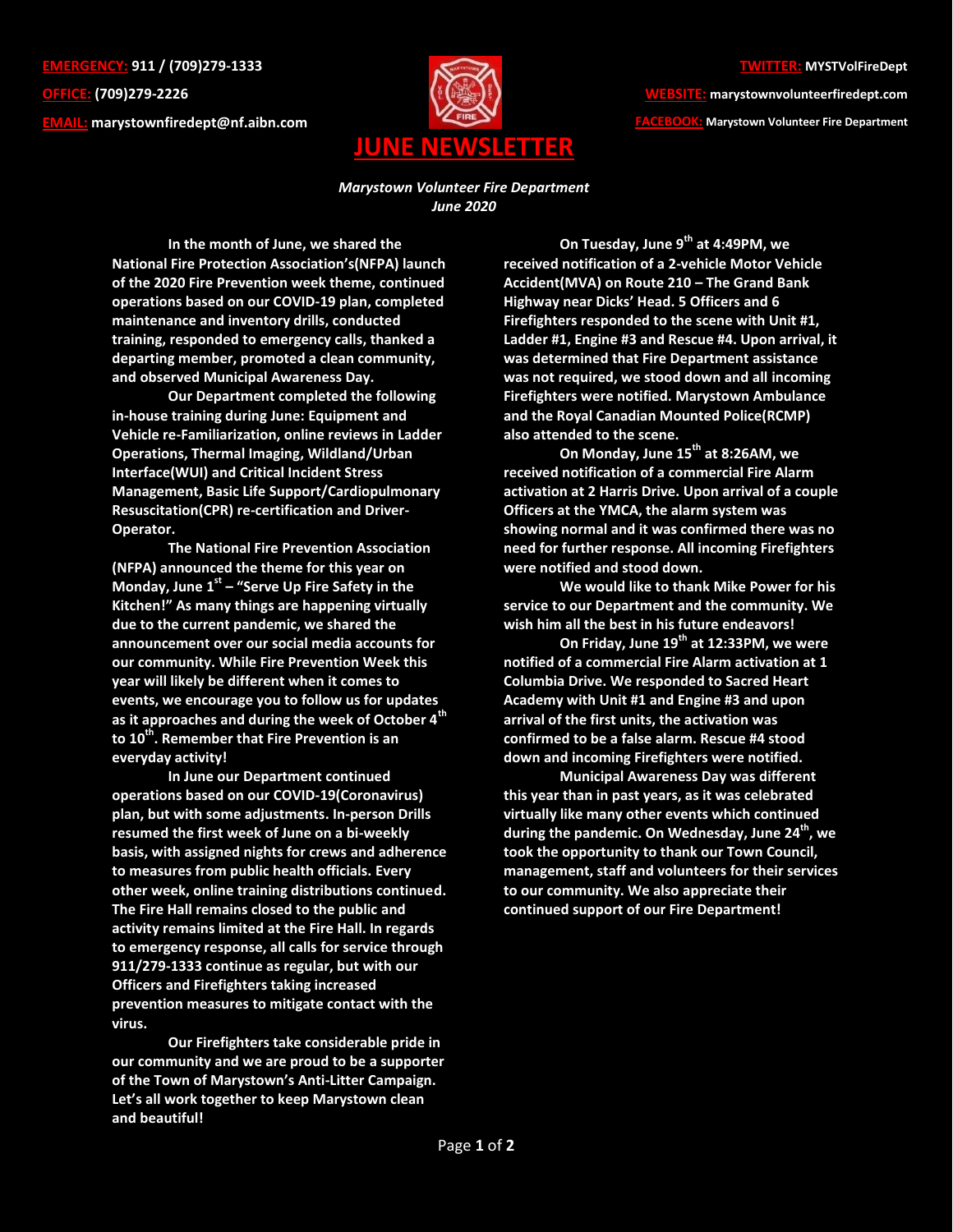**EMERGENCY:** 911 / (709)279-1333
**OFFICE:** (709)279-2226
**EMAIL:** marystownfiredept@nf.aibn.com

**TWITTER:** MYSTVolFireDept
**WEBSITE:** marystownvolunteerfiredept.com
**FACEBOOK:** Marystown Volunteer Fire Department

# JUNE NEWSLETTER

*Marystown Volunteer Fire Department*
*June 2020*

**In the month of June, we shared the National Fire Protection Association's(NFPA) launch of the 2020 Fire Prevention week theme, continued operations based on our COVID-19 plan, completed maintenance and inventory drills, conducted training, responded to emergency calls, thanked a departing member, promoted a clean community, and observed Municipal Awareness Day.**

**Our Department completed the following in-house training during June: Equipment and Vehicle re-Familiarization, online reviews in Ladder Operations, Thermal Imaging, Wildland/Urban Interface(WUI) and Critical Incident Stress Management, Basic Life Support/Cardiopulmonary Resuscitation(CPR) re-certification and Driver-Operator.**

**The National Fire Prevention Association (NFPA) announced the theme for this year on Monday, June 1st – "Serve Up Fire Safety in the Kitchen!" As many things are happening virtually due to the current pandemic, we shared the announcement over our social media accounts for our community. While Fire Prevention Week this year will likely be different when it comes to events, we encourage you to follow us for updates as it approaches and during the week of October 4th to 10th. Remember that Fire Prevention is an everyday activity!**

**In June our Department continued operations based on our COVID-19(Coronavirus) plan, but with some adjustments. In-person Drills resumed the first week of June on a bi-weekly basis, with assigned nights for crews and adherence to measures from public health officials. Every other week, online training distributions continued. The Fire Hall remains closed to the public and activity remains limited at the Fire Hall. In regards to emergency response, all calls for service through 911/279-1333 continue as regular, but with our Officers and Firefighters taking increased prevention measures to mitigate contact with the virus.**

**Our Firefighters take considerable pride in our community and we are proud to be a supporter of the Town of Marystown's Anti-Litter Campaign. Let's all work together to keep Marystown clean and beautiful!**

**On Tuesday, June 9th at 4:49PM, we received notification of a 2-vehicle Motor Vehicle Accident(MVA) on Route 210 – The Grand Bank Highway near Dicks' Head. 5 Officers and 6 Firefighters responded to the scene with Unit #1, Ladder #1, Engine #3 and Rescue #4. Upon arrival, it was determined that Fire Department assistance was not required, we stood down and all incoming Firefighters were notified. Marystown Ambulance and the Royal Canadian Mounted Police(RCMP) also attended to the scene.**

**On Monday, June 15th at 8:26AM, we received notification of a commercial Fire Alarm activation at 2 Harris Drive. Upon arrival of a couple Officers at the YMCA, the alarm system was showing normal and it was confirmed there was no need for further response. All incoming Firefighters were notified and stood down.**

**We would like to thank Mike Power for his service to our Department and the community. We wish him all the best in his future endeavors!**

**On Friday, June 19th at 12:33PM, we were notified of a commercial Fire Alarm activation at 1 Columbia Drive. We responded to Sacred Heart Academy with Unit #1 and Engine #3 and upon arrival of the first units, the activation was confirmed to be a false alarm. Rescue #4 stood down and incoming Firefighters were notified.**

**Municipal Awareness Day was different this year than in past years, as it was celebrated virtually like many other events which continued during the pandemic. On Wednesday, June 24th, we took the opportunity to thank our Town Council, management, staff and volunteers for their services to our community. We also appreciate their continued support of our Fire Department!**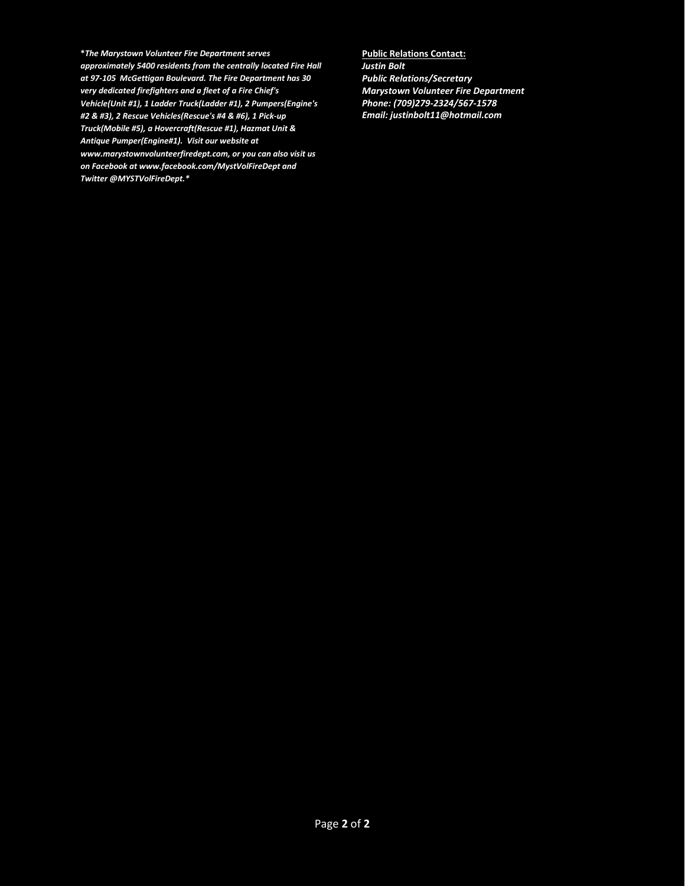**\*The Marystown Volunteer Fire Department serves approximately 5400 residents from the centrally located Fire Hall at 97-105 McGettigan Boulevard. The Fire Department has 30 very dedicated firefighters and a fleet of a Fire Chief's Vehicle(Unit #1), 1 Ladder Truck(Ladder #1), 2 Pumpers(Engine's #2 & #3), 2 Rescue Vehicles(Rescue's #4 & #6), 1 Pick-up Truck(Mobile #5), a Hovercraft(Rescue #1), Hazmat Unit & Antique Pumper(Engine#1). Visit our website at www.marystownvolunteerfiredept.com, or you can also visit us on Facebook at www.facebook.com/MystVolFireDept and Twitter @MYSTVolFireDept.\***

**Public Relations Contact:**

***Justin Bolt***
***Public Relations/Secretary***
***Marystown Volunteer Fire Department***
***Phone: (709)279-2324/567-1578***
***Email: justinbolt11@hotmail.com***